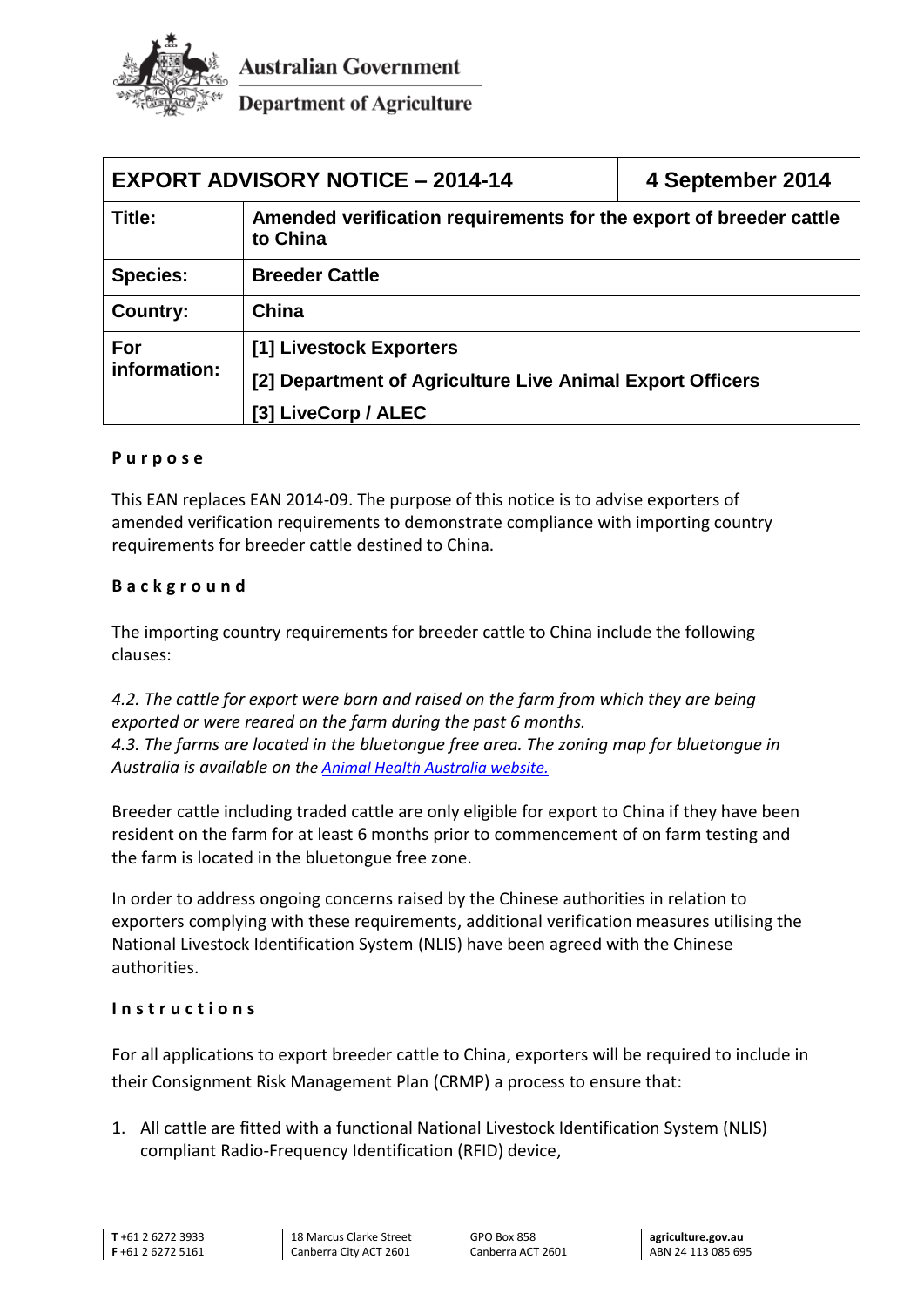Australian Government

Department of Agriculture

| EXPORT ADVISORY NOTICE – 2014-14 | | 4 September 2014 |
|---|---|---|
| **Title:** | **Amended verification requirements for the export of breeder cattle to China** | |
| **Species:** | **Breeder Cattle** | |
| **Country:** | **China** | |
| **For information:** | **[1] Livestock Exporters**<br>**[2] Department of Agriculture Live Animal Export Officers**<br>**[3] LiveCorp / ALEC** | |

## Purpose

This EAN replaces EAN 2014-09. The purpose of this notice is to advise exporters of amended verification requirements to demonstrate compliance with importing country requirements for breeder cattle destined to China.

## Background

The importing country requirements for breeder cattle to China include the following clauses:

*4.2. The cattle for export were born and raised on the farm from which they are being exported or were reared on the farm during the past 6 months.*
*4.3. The farms are located in the bluetongue free area. The zoning map for bluetongue in Australia is available on the Animal Health Australia website.*

Breeder cattle including traded cattle are only eligible for export to China if they have been resident on the farm for at least 6 months prior to commencement of on farm testing and the farm is located in the bluetongue free zone.

In order to address ongoing concerns raised by the Chinese authorities in relation to exporters complying with these requirements, additional verification measures utilising the National Livestock Identification System (NLIS) have been agreed with the Chinese authorities.

## Instructions

For all applications to export breeder cattle to China, exporters will be required to include in their Consignment Risk Management Plan (CRMP) a process to ensure that:

1. All cattle are fitted with a functional National Livestock Identification System (NLIS) compliant Radio-Frequency Identification (RFID) device,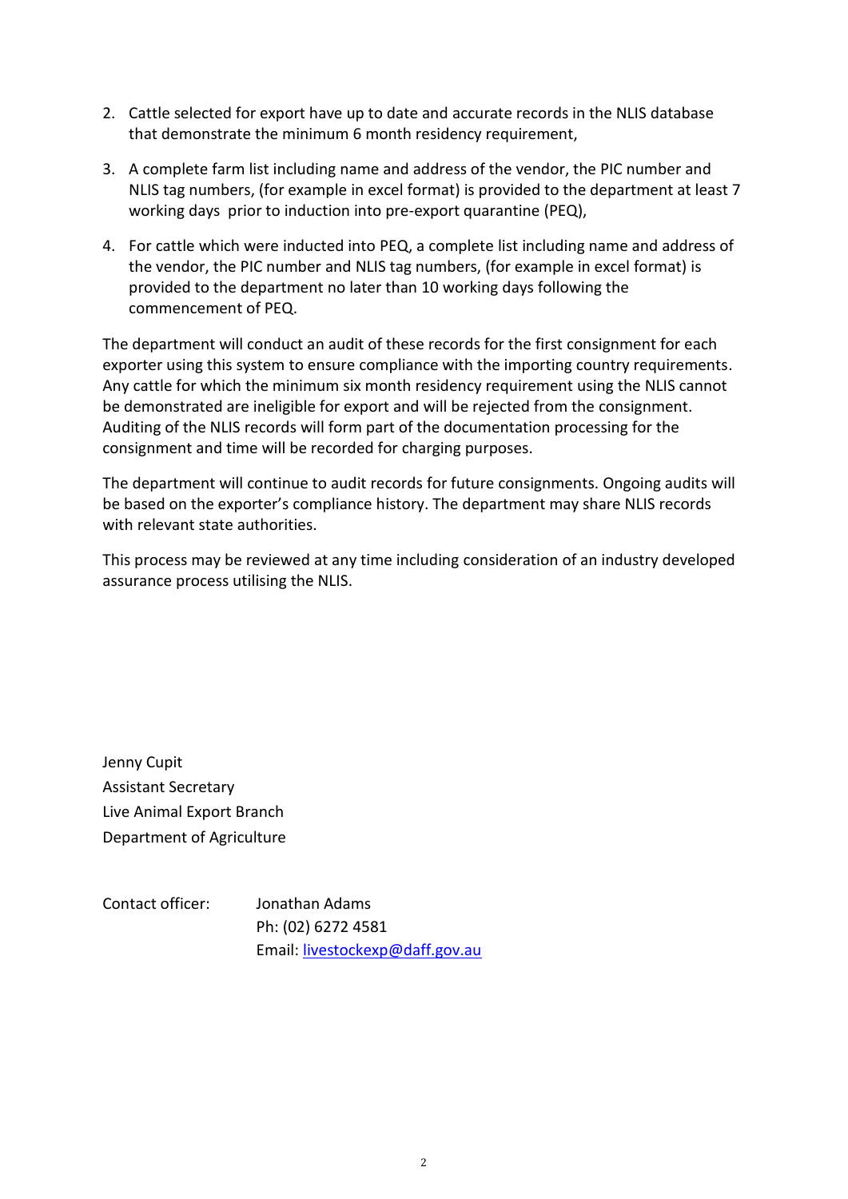2. Cattle selected for export have up to date and accurate records in the NLIS database that demonstrate the minimum 6 month residency requirement,

3. A complete farm list including name and address of the vendor, the PIC number and NLIS tag numbers, (for example in excel format) is provided to the department at least 7 working days prior to induction into pre-export quarantine (PEQ),

4. For cattle which were inducted into PEQ, a complete list including name and address of the vendor, the PIC number and NLIS tag numbers, (for example in excel format) is provided to the department no later than 10 working days following the commencement of PEQ.

The department will conduct an audit of these records for the first consignment for each exporter using this system to ensure compliance with the importing country requirements. Any cattle for which the minimum six month residency requirement using the NLIS cannot be demonstrated are ineligible for export and will be rejected from the consignment. Auditing of the NLIS records will form part of the documentation processing for the consignment and time will be recorded for charging purposes.

The department will continue to audit records for future consignments. Ongoing audits will be based on the exporter's compliance history. The department may share NLIS records with relevant state authorities.

This process may be reviewed at any time including consideration of an industry developed assurance process utilising the NLIS.

Jenny Cupit
Assistant Secretary
Live Animal Export Branch
Department of Agriculture

Contact officer: Jonathan Adams
Ph: (02) 6272 4581
Email: livestockexp@daff.gov.au